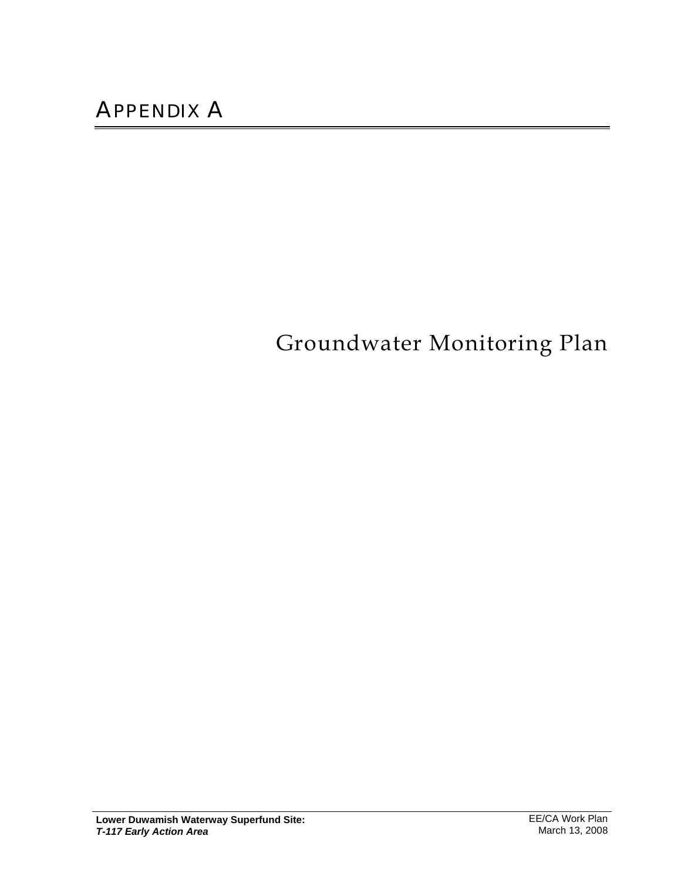# APPENDIX A

## Groundwater Monitoring Plan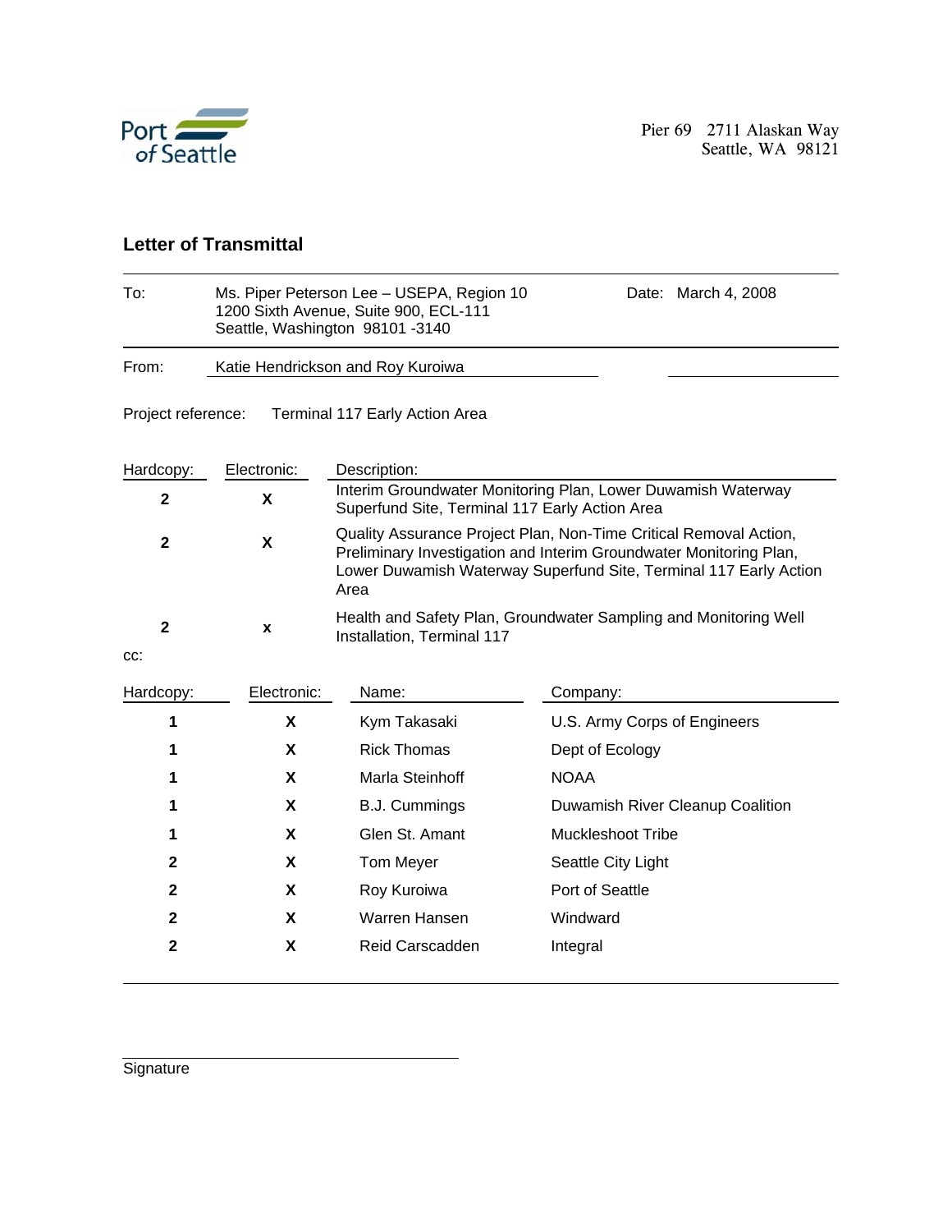Port of Seattle

Pier 69 2711 Alaskan Way
Seattle, WA 98121

## Letter of Transmittal

| | | | |
|---|---|---|---|
| To: | Ms. Piper Peterson Lee – USEPA, Region 10<br>1200 Sixth Avenue, Suite 900, ECL-111<br>Seattle, Washington 98101 -3140 | Date: | March 4, 2008 |
| From: | Katie Hendrickson and Roy Kuroiwa | | |

Project reference: Terminal 117 Early Action Area

| Hardcopy: | Electronic: | Description: |
|---|---|---|
| 2 | X | Interim Groundwater Monitoring Plan, Lower Duwamish Waterway Superfund Site, Terminal 117 Early Action Area |
| 2 | X | Quality Assurance Project Plan, Non-Time Critical Removal Action, Preliminary Investigation and Interim Groundwater Monitoring Plan, Lower Duwamish Waterway Superfund Site, Terminal 117 Early Action Area |
| 2 | x | Health and Safety Plan, Groundwater Sampling and Monitoring Well Installation, Terminal 117 |

cc:

| Hardcopy: | Electronic: | Name: | Company: |
|---|---|---|---|
| 1 | X | Kym Takasaki | U.S. Army Corps of Engineers |
| 1 | X | Rick Thomas | Dept of Ecology |
| 1 | X | Marla Steinhoff | NOAA |
| 1 | X | B.J. Cummings | Duwamish River Cleanup Coalition |
| 1 | X | Glen St. Amant | Muckleshoot Tribe |
| 2 | X | Tom Meyer | Seattle City Light |
| 2 | X | Roy Kuroiwa | Port of Seattle |
| 2 | X | Warren Hansen | Windward |
| 2 | X | Reid Carscadden | Integral |

Signature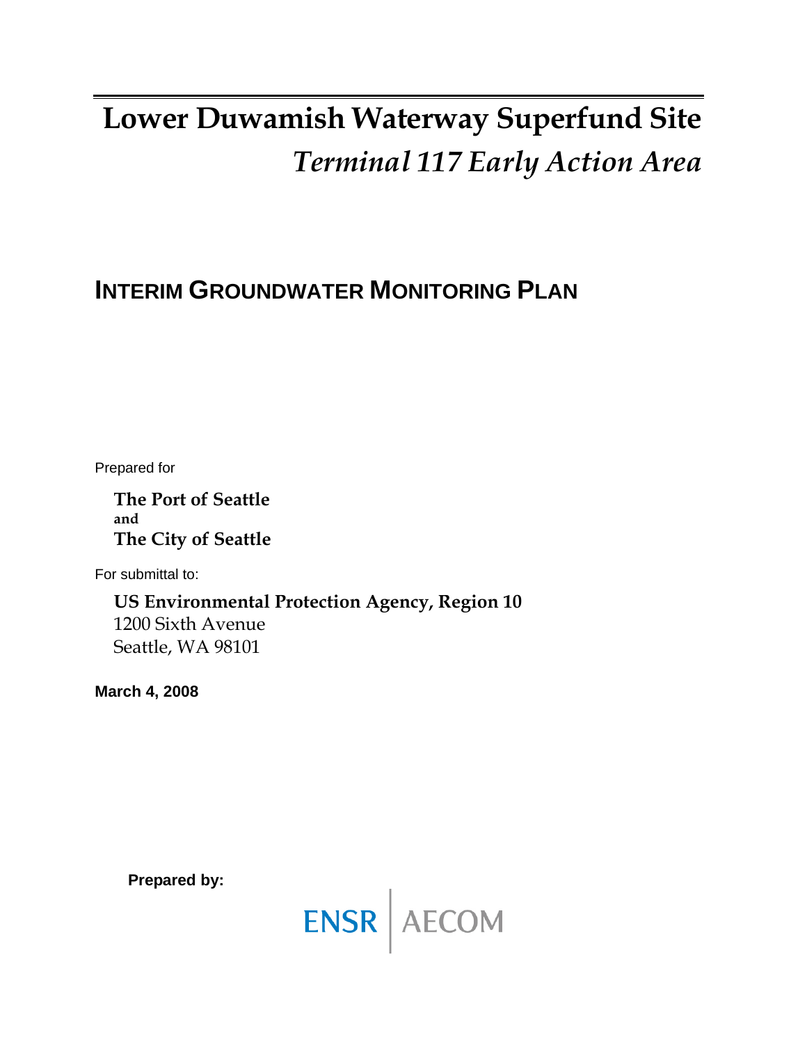# Lower Duwamish Waterway Superfund Site

## *Terminal 117 Early Action Area*

## INTERIM GROUNDWATER MONITORING PLAN

Prepared for

**The Port of Seattle**
**and**
**The City of Seattle**

For submittal to:

**US Environmental Protection Agency, Region 10**
1200 Sixth Avenue
Seattle, WA 98101

**March 4, 2008**

**Prepared by:**

ENSR | AECOM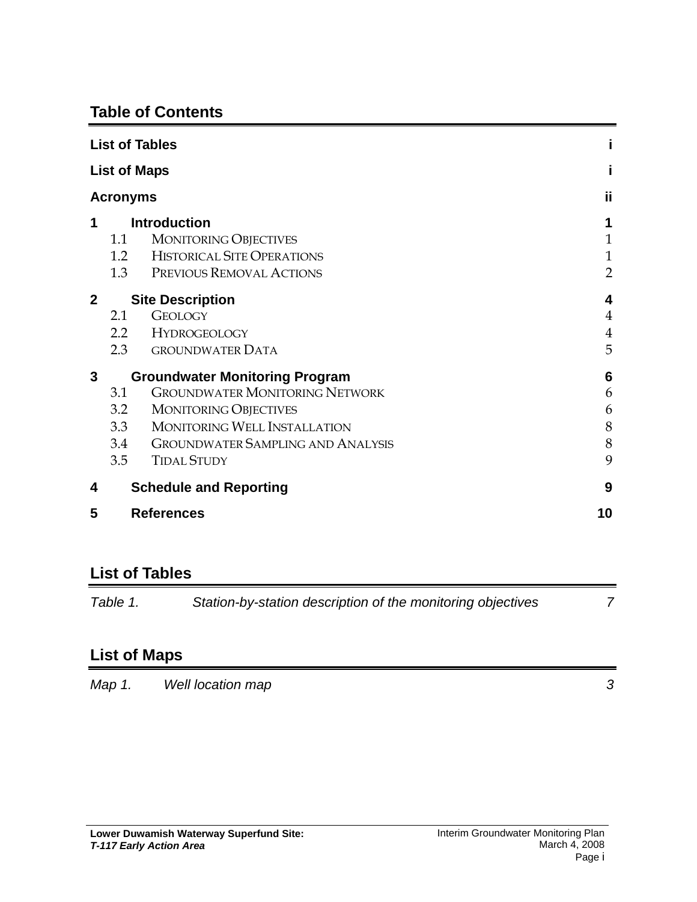## Table of Contents

| | | |
|---|---|---|
| **List of Tables** | | **i** |
| **List of Maps** | | **i** |
| **Acronyms** | | **ii** |
| **1** | **Introduction** | **1** |
| 1.1 | MONITORING OBJECTIVES | 1 |
| 1.2 | HISTORICAL SITE OPERATIONS | 1 |
| 1.3 | PREVIOUS REMOVAL ACTIONS | 2 |
| **2** | **Site Description** | **4** |
| 2.1 | GEOLOGY | 4 |
| 2.2 | HYDROGEOLOGY | 4 |
| 2.3 | GROUNDWATER DATA | 5 |
| **3** | **Groundwater Monitoring Program** | **6** |
| 3.1 | GROUNDWATER MONITORING NETWORK | 6 |
| 3.2 | MONITORING OBJECTIVES | 6 |
| 3.3 | MONITORING WELL INSTALLATION | 8 |
| 3.4 | GROUNDWATER SAMPLING AND ANALYSIS | 8 |
| 3.5 | TIDAL STUDY | 9 |
| **4** | **Schedule and Reporting** | **9** |
| **5** | **References** | **10** |

## List of Tables

| | | |
|---|---|---|
| *Table 1.* | *Station-by-station description of the monitoring objectives* | *7* |

## List of Maps

| | | |
|---|---|---|
| *Map 1.* | *Well location map* | *3* |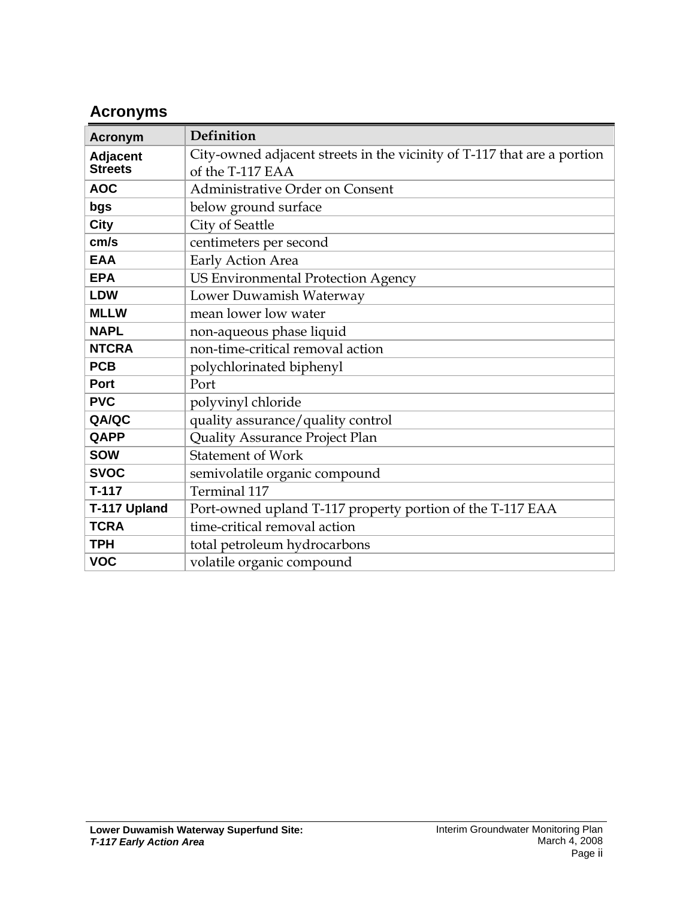## Acronyms

| Acronym | Definition |
|---|---|
| **Adjacent Streets** | City-owned adjacent streets in the vicinity of T-117 that are a portion of the T-117 EAA |
| **AOC** | Administrative Order on Consent |
| **bgs** | below ground surface |
| **City** | City of Seattle |
| **cm/s** | centimeters per second |
| **EAA** | Early Action Area |
| **EPA** | US Environmental Protection Agency |
| **LDW** | Lower Duwamish Waterway |
| **MLLW** | mean lower low water |
| **NAPL** | non-aqueous phase liquid |
| **NTCRA** | non-time-critical removal action |
| **PCB** | polychlorinated biphenyl |
| **Port** | Port |
| **PVC** | polyvinyl chloride |
| **QA/QC** | quality assurance/quality control |
| **QAPP** | Quality Assurance Project Plan |
| **SOW** | Statement of Work |
| **SVOC** | semivolatile organic compound |
| **T-117** | Terminal 117 |
| **T-117 Upland** | Port-owned upland T-117 property portion of the T-117 EAA |
| **TCRA** | time-critical removal action |
| **TPH** | total petroleum hydrocarbons |
| **VOC** | volatile organic compound |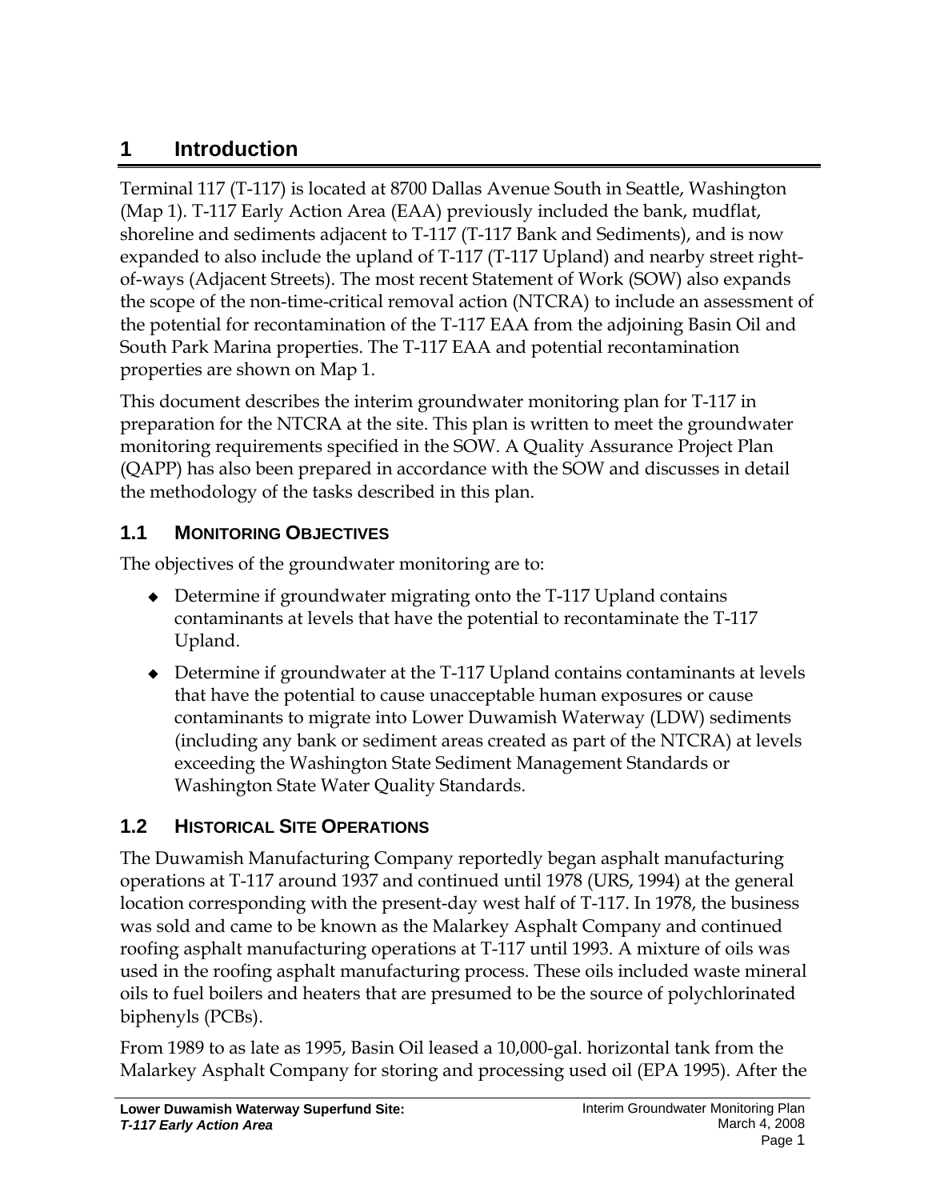# 1 Introduction

Terminal 117 (T-117) is located at 8700 Dallas Avenue South in Seattle, Washington (Map 1). T-117 Early Action Area (EAA) previously included the bank, mudflat, shoreline and sediments adjacent to T-117 (T-117 Bank and Sediments), and is now expanded to also include the upland of T-117 (T-117 Upland) and nearby street right-of-ways (Adjacent Streets). The most recent Statement of Work (SOW) also expands the scope of the non-time-critical removal action (NTCRA) to include an assessment of the potential for recontamination of the T-117 EAA from the adjoining Basin Oil and South Park Marina properties. The T-117 EAA and potential recontamination properties are shown on Map 1.

This document describes the interim groundwater monitoring plan for T-117 in preparation for the NTCRA at the site. This plan is written to meet the groundwater monitoring requirements specified in the SOW. A Quality Assurance Project Plan (QAPP) has also been prepared in accordance with the SOW and discusses in detail the methodology of the tasks described in this plan.

## 1.1 Monitoring Objectives

The objectives of the groundwater monitoring are to:

- Determine if groundwater migrating onto the T-117 Upland contains contaminants at levels that have the potential to recontaminate the T-117 Upland.
- Determine if groundwater at the T-117 Upland contains contaminants at levels that have the potential to cause unacceptable human exposures or cause contaminants to migrate into Lower Duwamish Waterway (LDW) sediments (including any bank or sediment areas created as part of the NTCRA) at levels exceeding the Washington State Sediment Management Standards or Washington State Water Quality Standards.

## 1.2 Historical Site Operations

The Duwamish Manufacturing Company reportedly began asphalt manufacturing operations at T-117 around 1937 and continued until 1978 (URS, 1994) at the general location corresponding with the present-day west half of T-117. In 1978, the business was sold and came to be known as the Malarkey Asphalt Company and continued roofing asphalt manufacturing operations at T-117 until 1993. A mixture of oils was used in the roofing asphalt manufacturing process. These oils included waste mineral oils to fuel boilers and heaters that are presumed to be the source of polychlorinated biphenyls (PCBs).

From 1989 to as late as 1995, Basin Oil leased a 10,000-gal. horizontal tank from the Malarkey Asphalt Company for storing and processing used oil (EPA 1995). After the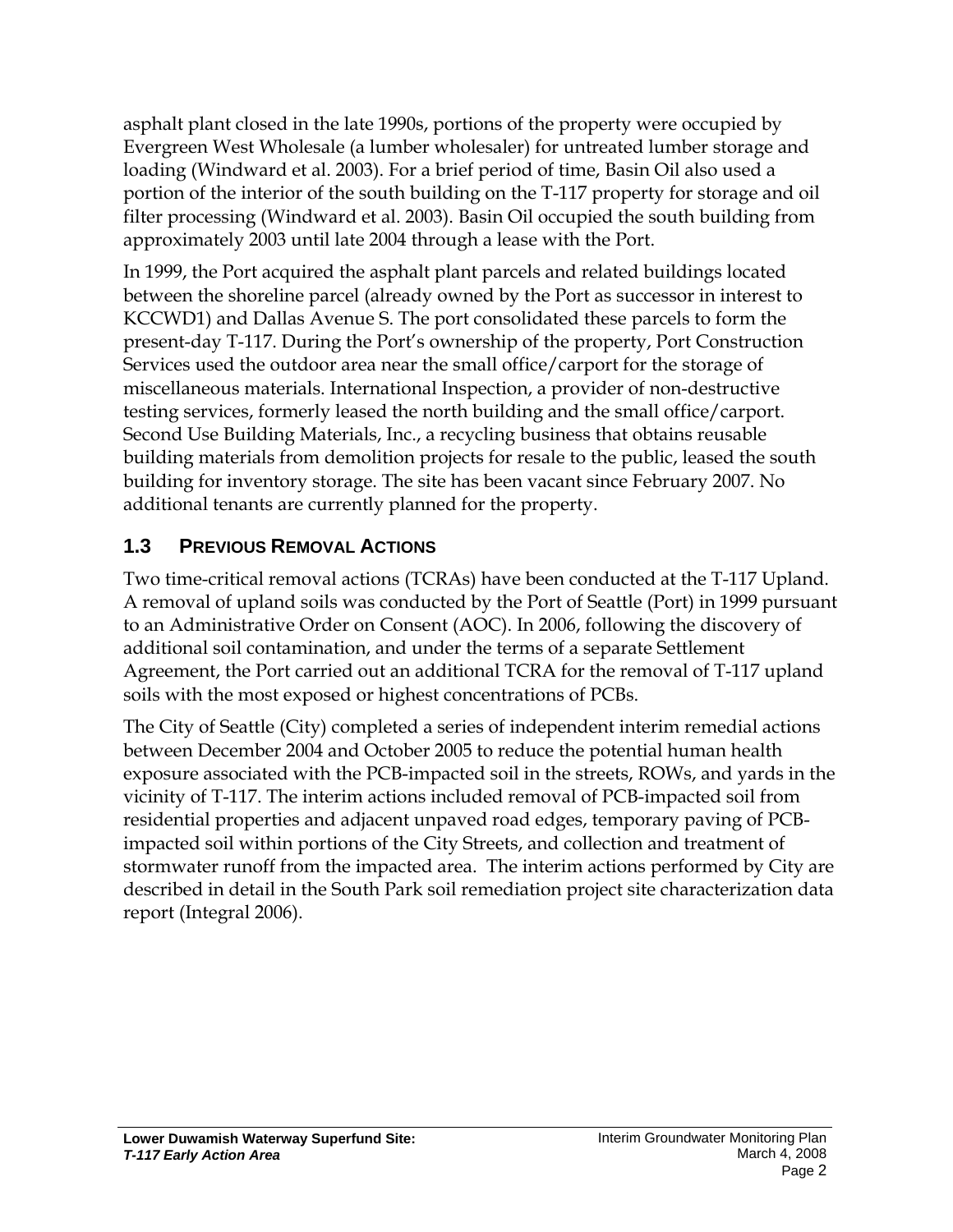asphalt plant closed in the late 1990s, portions of the property were occupied by Evergreen West Wholesale (a lumber wholesaler) for untreated lumber storage and loading (Windward et al. 2003). For a brief period of time, Basin Oil also used a portion of the interior of the south building on the T-117 property for storage and oil filter processing (Windward et al. 2003). Basin Oil occupied the south building from approximately 2003 until late 2004 through a lease with the Port.

In 1999, the Port acquired the asphalt plant parcels and related buildings located between the shoreline parcel (already owned by the Port as successor in interest to KCCWD1) and Dallas Avenue S. The port consolidated these parcels to form the present-day T-117. During the Port's ownership of the property, Port Construction Services used the outdoor area near the small office/carport for the storage of miscellaneous materials. International Inspection, a provider of non-destructive testing services, formerly leased the north building and the small office/carport. Second Use Building Materials, Inc., a recycling business that obtains reusable building materials from demolition projects for resale to the public, leased the south building for inventory storage. The site has been vacant since February 2007. No additional tenants are currently planned for the property.

## 1.3 PREVIOUS REMOVAL ACTIONS

Two time-critical removal actions (TCRAs) have been conducted at the T-117 Upland. A removal of upland soils was conducted by the Port of Seattle (Port) in 1999 pursuant to an Administrative Order on Consent (AOC). In 2006, following the discovery of additional soil contamination, and under the terms of a separate Settlement Agreement, the Port carried out an additional TCRA for the removal of T-117 upland soils with the most exposed or highest concentrations of PCBs.

The City of Seattle (City) completed a series of independent interim remedial actions between December 2004 and October 2005 to reduce the potential human health exposure associated with the PCB-impacted soil in the streets, ROWs, and yards in the vicinity of T-117. The interim actions included removal of PCB-impacted soil from residential properties and adjacent unpaved road edges, temporary paving of PCB-impacted soil within portions of the City Streets, and collection and treatment of stormwater runoff from the impacted area. The interim actions performed by City are described in detail in the South Park soil remediation project site characterization data report (Integral 2006).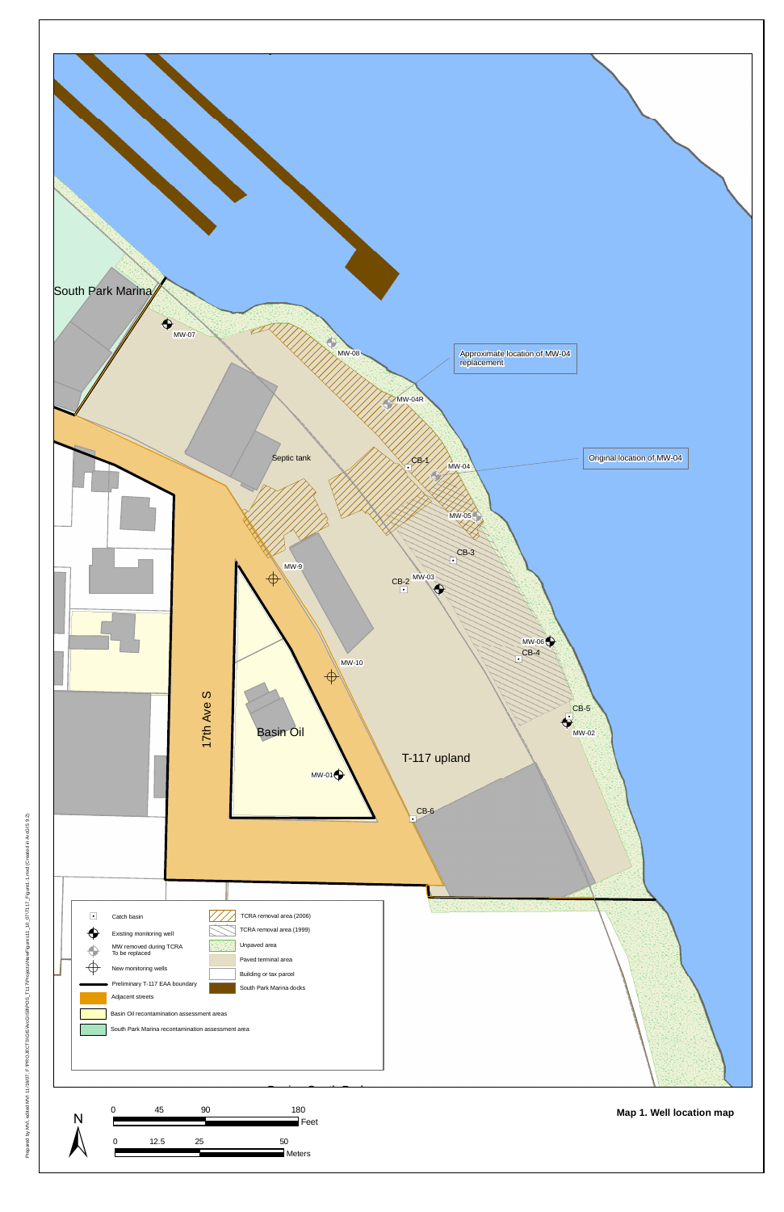South Park Marina

MW-07

MW-08

Approximate location of MW-04 replacement

MW-04R

Original location of MW-04

Septic tank

CB-1

MW-04

MW-05

CB-3

MW-9

CB-2

MW-03

MW-06

CB-4

MW-10

CB-5

MW-02

17th Ave S

Basin Oil

MW-01

T-117 upland

CB-6

| Symbol | Description |
|---|---|
| ▪ | Catch basin |
| | Existing monitoring well |
| | MW removed during TCRA To be replaced |
| | New monitoring wells |
| | Preliminary T-117 EAA boundary |
| | Adjacent streets |
| | Basin Oil recontamination assessment areas |
| | South Park Marina recontamination assessment area |
| | TCRA removal area (2006) |
| | TCRA removal area (1999) |
| | Unpaved area |
| | Paved terminal area |
| | Building or tax parcel |
| | South Park Marina docks |

N

0 45 90 180 Feet

0 12.5 25 50 Meters

**Map 1. Well location map**

Prepared by MVI, edited MVI 11/16/07; F:\PROJECTS\SPOS_T117\Projects\NewFigures\11_10_07\T117_Figure1-1.mxd (Created in ArcGIS 9.2)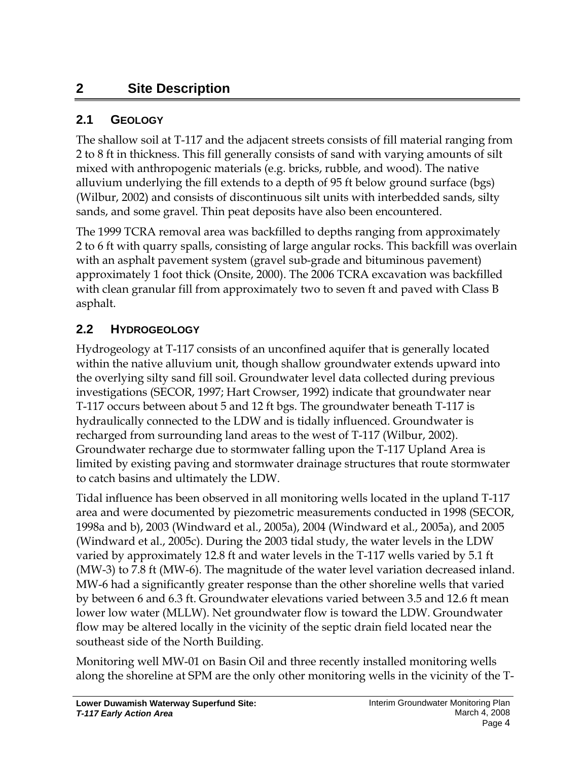# 2 Site Description

## 2.1 Geology

The shallow soil at T-117 and the adjacent streets consists of fill material ranging from 2 to 8 ft in thickness. This fill generally consists of sand with varying amounts of silt mixed with anthropogenic materials (e.g. bricks, rubble, and wood). The native alluvium underlying the fill extends to a depth of 95 ft below ground surface (bgs) (Wilbur, 2002) and consists of discontinuous silt units with interbedded sands, silty sands, and some gravel. Thin peat deposits have also been encountered.

The 1999 TCRA removal area was backfilled to depths ranging from approximately 2 to 6 ft with quarry spalls, consisting of large angular rocks. This backfill was overlain with an asphalt pavement system (gravel sub-grade and bituminous pavement) approximately 1 foot thick (Onsite, 2000). The 2006 TCRA excavation was backfilled with clean granular fill from approximately two to seven ft and paved with Class B asphalt.

## 2.2 Hydrogeology

Hydrogeology at T-117 consists of an unconfined aquifer that is generally located within the native alluvium unit, though shallow groundwater extends upward into the overlying silty sand fill soil. Groundwater level data collected during previous investigations (SECOR, 1997; Hart Crowser, 1992) indicate that groundwater near T-117 occurs between about 5 and 12 ft bgs. The groundwater beneath T-117 is hydraulically connected to the LDW and is tidally influenced. Groundwater is recharged from surrounding land areas to the west of T-117 (Wilbur, 2002). Groundwater recharge due to stormwater falling upon the T-117 Upland Area is limited by existing paving and stormwater drainage structures that route stormwater to catch basins and ultimately the LDW.

Tidal influence has been observed in all monitoring wells located in the upland T-117 area and were documented by piezometric measurements conducted in 1998 (SECOR, 1998a and b), 2003 (Windward et al., 2005a), 2004 (Windward et al., 2005a), and 2005 (Windward et al., 2005c). During the 2003 tidal study, the water levels in the LDW varied by approximately 12.8 ft and water levels in the T-117 wells varied by 5.1 ft (MW-3) to 7.8 ft (MW-6). The magnitude of the water level variation decreased inland. MW-6 had a significantly greater response than the other shoreline wells that varied by between 6 and 6.3 ft. Groundwater elevations varied between 3.5 and 12.6 ft mean lower low water (MLLW). Net groundwater flow is toward the LDW. Groundwater flow may be altered locally in the vicinity of the septic drain field located near the southeast side of the North Building.

Monitoring well MW-01 on Basin Oil and three recently installed monitoring wells along the shoreline at SPM are the only other monitoring wells in the vicinity of the T-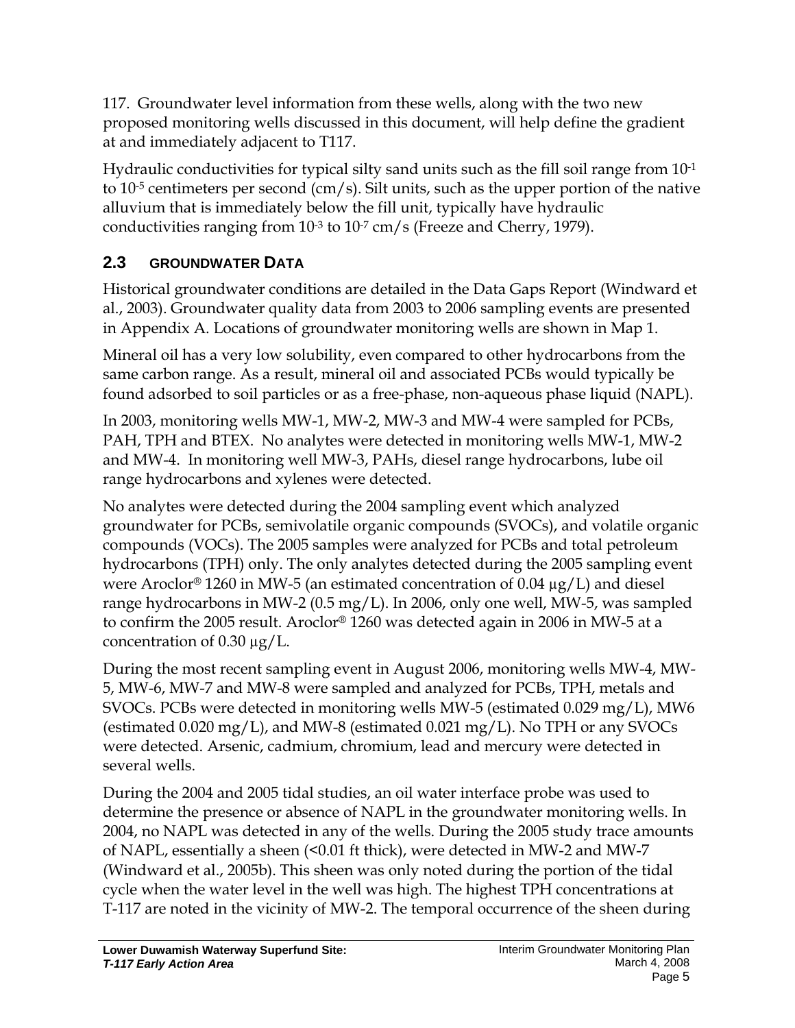117. Groundwater level information from these wells, along with the two new proposed monitoring wells discussed in this document, will help define the gradient at and immediately adjacent to T117.

Hydraulic conductivities for typical silty sand units such as the fill soil range from $10^{-1}$ to $10^{-5}$ centimeters per second (cm/s). Silt units, such as the upper portion of the native alluvium that is immediately below the fill unit, typically have hydraulic conductivities ranging from $10^{-3}$ to $10^{-7}$ cm/s (Freeze and Cherry, 1979).

## 2.3 GROUNDWATER DATA

Historical groundwater conditions are detailed in the Data Gaps Report (Windward et al., 2003). Groundwater quality data from 2003 to 2006 sampling events are presented in Appendix A. Locations of groundwater monitoring wells are shown in Map 1.

Mineral oil has a very low solubility, even compared to other hydrocarbons from the same carbon range. As a result, mineral oil and associated PCBs would typically be found adsorbed to soil particles or as a free-phase, non-aqueous phase liquid (NAPL).

In 2003, monitoring wells MW-1, MW-2, MW-3 and MW-4 were sampled for PCBs, PAH, TPH and BTEX. No analytes were detected in monitoring wells MW-1, MW-2 and MW-4. In monitoring well MW-3, PAHs, diesel range hydrocarbons, lube oil range hydrocarbons and xylenes were detected.

No analytes were detected during the 2004 sampling event which analyzed groundwater for PCBs, semivolatile organic compounds (SVOCs), and volatile organic compounds (VOCs). The 2005 samples were analyzed for PCBs and total petroleum hydrocarbons (TPH) only. The only analytes detected during the 2005 sampling event were Aroclor® 1260 in MW-5 (an estimated concentration of 0.04 µg/L) and diesel range hydrocarbons in MW-2 (0.5 mg/L). In 2006, only one well, MW-5, was sampled to confirm the 2005 result. Aroclor® 1260 was detected again in 2006 in MW-5 at a concentration of 0.30 µg/L.

During the most recent sampling event in August 2006, monitoring wells MW-4, MW-5, MW-6, MW-7 and MW-8 were sampled and analyzed for PCBs, TPH, metals and SVOCs. PCBs were detected in monitoring wells MW-5 (estimated 0.029 mg/L), MW6 (estimated 0.020 mg/L), and MW-8 (estimated 0.021 mg/L). No TPH or any SVOCs were detected. Arsenic, cadmium, chromium, lead and mercury were detected in several wells.

During the 2004 and 2005 tidal studies, an oil water interface probe was used to determine the presence or absence of NAPL in the groundwater monitoring wells. In 2004, no NAPL was detected in any of the wells. During the 2005 study trace amounts of NAPL, essentially a sheen (<0.01 ft thick), were detected in MW-2 and MW-7 (Windward et al., 2005b). This sheen was only noted during the portion of the tidal cycle when the water level in the well was high. The highest TPH concentrations at T-117 are noted in the vicinity of MW-2. The temporal occurrence of the sheen during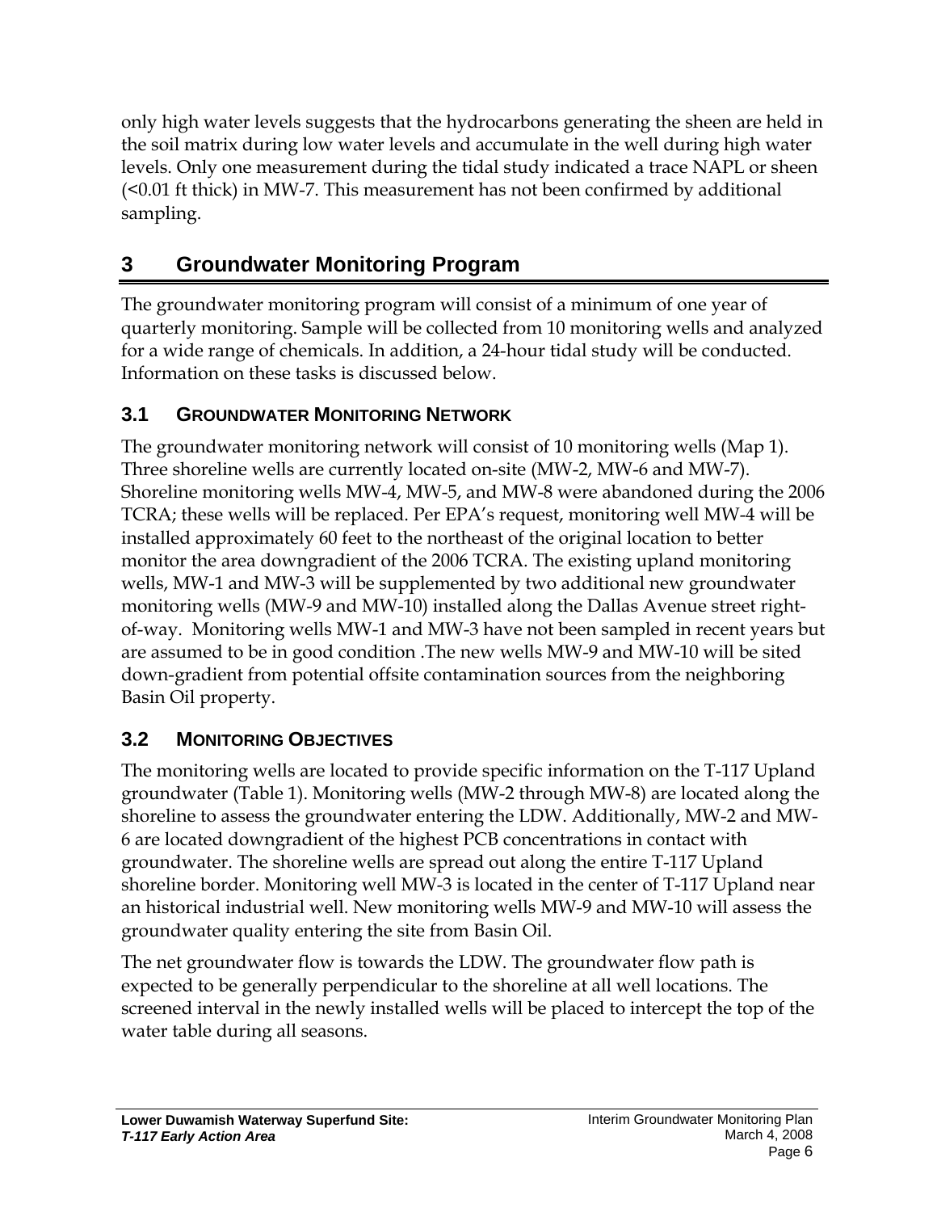only high water levels suggests that the hydrocarbons generating the sheen are held in the soil matrix during low water levels and accumulate in the well during high water levels. Only one measurement during the tidal study indicated a trace NAPL or sheen (<0.01 ft thick) in MW-7. This measurement has not been confirmed by additional sampling.

# 3 Groundwater Monitoring Program

The groundwater monitoring program will consist of a minimum of one year of quarterly monitoring. Sample will be collected from 10 monitoring wells and analyzed for a wide range of chemicals. In addition, a 24-hour tidal study will be conducted. Information on these tasks is discussed below.

## 3.1 GROUNDWATER MONITORING NETWORK

The groundwater monitoring network will consist of 10 monitoring wells (Map 1). Three shoreline wells are currently located on-site (MW-2, MW-6 and MW-7). Shoreline monitoring wells MW-4, MW-5, and MW-8 were abandoned during the 2006 TCRA; these wells will be replaced. Per EPA's request, monitoring well MW-4 will be installed approximately 60 feet to the northeast of the original location to better monitor the area downgradient of the 2006 TCRA. The existing upland monitoring wells, MW-1 and MW-3 will be supplemented by two additional new groundwater monitoring wells (MW-9 and MW-10) installed along the Dallas Avenue street right-of-way. Monitoring wells MW-1 and MW-3 have not been sampled in recent years but are assumed to be in good condition .The new wells MW-9 and MW-10 will be sited down-gradient from potential offsite contamination sources from the neighboring Basin Oil property.

## 3.2 MONITORING OBJECTIVES

The monitoring wells are located to provide specific information on the T-117 Upland groundwater (Table 1). Monitoring wells (MW-2 through MW-8) are located along the shoreline to assess the groundwater entering the LDW. Additionally, MW-2 and MW-6 are located downgradient of the highest PCB concentrations in contact with groundwater. The shoreline wells are spread out along the entire T-117 Upland shoreline border. Monitoring well MW-3 is located in the center of T-117 Upland near an historical industrial well. New monitoring wells MW-9 and MW-10 will assess the groundwater quality entering the site from Basin Oil.

The net groundwater flow is towards the LDW. The groundwater flow path is expected to be generally perpendicular to the shoreline at all well locations. The screened interval in the newly installed wells will be placed to intercept the top of the water table during all seasons.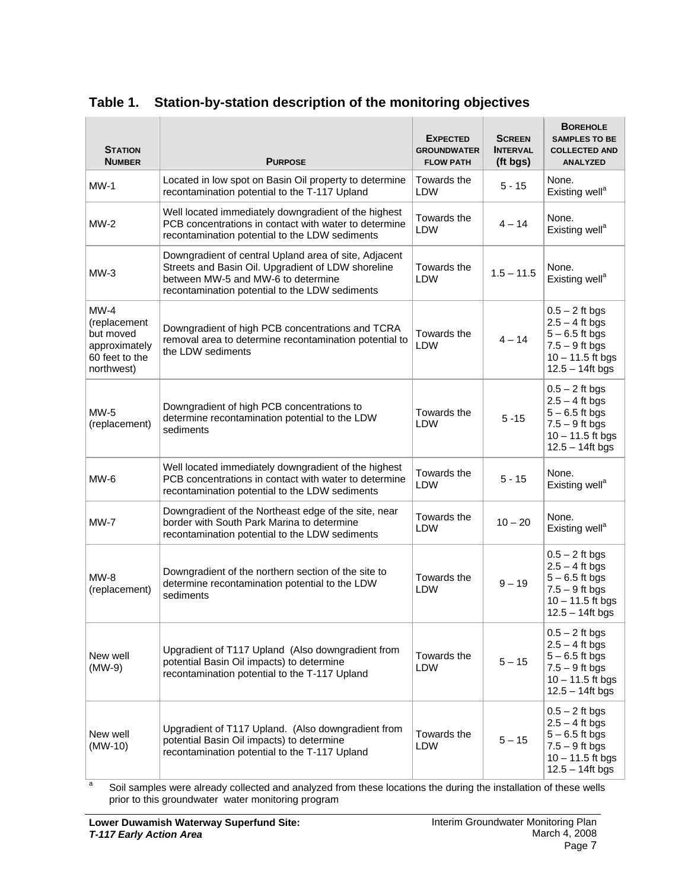## Table 1. Station-by-station description of the monitoring objectives

| Station Number | Purpose | Expected Groundwater Flow Path | Screen Interval (ft bgs) | Borehole Samples to be Collected and Analyzed |
|---|---|---|---|---|
| MW-1 | Located in low spot on Basin Oil property to determine recontamination potential to the T-117 Upland | Towards the LDW | 5 - 15 | None. Existing well[a] |
| MW-2 | Well located immediately downgradient of the highest PCB concentrations in contact with water to determine recontamination potential to the LDW sediments | Towards the LDW | 4 – 14 | None. Existing well[a] |
| MW-3 | Downgradient of central Upland area of site, Adjacent Streets and Basin Oil. Upgradient of LDW shoreline between MW-5 and MW-6 to determine recontamination potential to the LDW sediments | Towards the LDW | 1.5 – 11.5 | None. Existing well[a] |
| MW-4 (replacement but moved approximately 60 feet to the northwest) | Downgradient of high PCB concentrations and TCRA removal area to determine recontamination potential to the LDW sediments | Towards the LDW | 4 – 14 | 0.5 – 2 ft bgs<br>2.5 – 4 ft bgs<br>5 – 6.5 ft bgs<br>7.5 – 9 ft bgs<br>10 – 11.5 ft bgs<br>12.5 – 14ft bgs |
| MW-5 (replacement) | Downgradient of high PCB concentrations to determine recontamination potential to the LDW sediments | Towards the LDW | 5 -15 | 0.5 – 2 ft bgs<br>2.5 – 4 ft bgs<br>5 – 6.5 ft bgs<br>7.5 – 9 ft bgs<br>10 – 11.5 ft bgs<br>12.5 – 14ft bgs |
| MW-6 | Well located immediately downgradient of the highest PCB concentrations in contact with water to determine recontamination potential to the LDW sediments | Towards the LDW | 5 - 15 | None. Existing well[a] |
| MW-7 | Downgradient of the Northeast edge of the site, near border with South Park Marina to determine recontamination potential to the LDW sediments | Towards the LDW | 10 – 20 | None. Existing well[a] |
| MW-8 (replacement) | Downgradient of the northern section of the site to determine recontamination potential to the LDW sediments | Towards the LDW | 9 – 19 | 0.5 – 2 ft bgs<br>2.5 – 4 ft bgs<br>5 – 6.5 ft bgs<br>7.5 – 9 ft bgs<br>10 – 11.5 ft bgs<br>12.5 – 14ft bgs |
| New well (MW-9) | Upgradient of T117 Upland (Also downgradient from potential Basin Oil impacts) to determine recontamination potential to the T-117 Upland | Towards the LDW | 5 – 15 | 0.5 – 2 ft bgs<br>2.5 – 4 ft bgs<br>5 – 6.5 ft bgs<br>7.5 – 9 ft bgs<br>10 – 11.5 ft bgs<br>12.5 – 14ft bgs |
| New well (MW-10) | Upgradient of T117 Upland. (Also downgradient from potential Basin Oil impacts) to determine recontamination potential to the T-117 Upland | Towards the LDW | 5 – 15 | 0.5 – 2 ft bgs<br>2.5 – 4 ft bgs<br>5 – 6.5 ft bgs<br>7.5 – 9 ft bgs<br>10 – 11.5 ft bgs<br>12.5 – 14ft bgs |

[a] Soil samples were already collected and analyzed from these locations the during the installation of these wells prior to this groundwater water monitoring program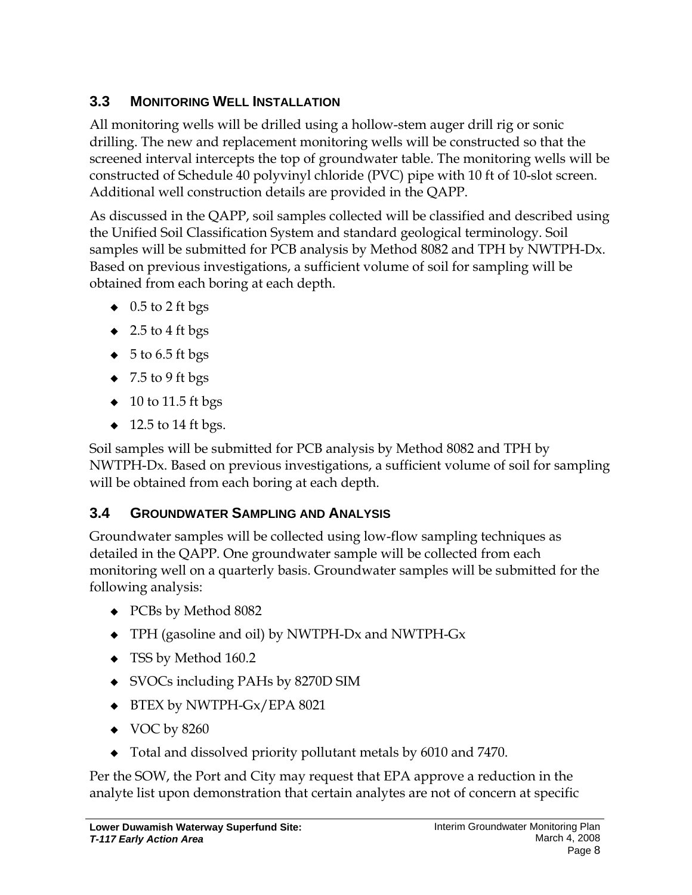### 3.3 MONITORING WELL INSTALLATION

All monitoring wells will be drilled using a hollow-stem auger drill rig or sonic drilling. The new and replacement monitoring wells will be constructed so that the screened interval intercepts the top of groundwater table. The monitoring wells will be constructed of Schedule 40 polyvinyl chloride (PVC) pipe with 10 ft of 10-slot screen. Additional well construction details are provided in the QAPP.

As discussed in the QAPP, soil samples collected will be classified and described using the Unified Soil Classification System and standard geological terminology. Soil samples will be submitted for PCB analysis by Method 8082 and TPH by NWTPH-Dx. Based on previous investigations, a sufficient volume of soil for sampling will be obtained from each boring at each depth.

- 0.5 to 2 ft bgs
- 2.5 to 4 ft bgs
- 5 to 6.5 ft bgs
- 7.5 to 9 ft bgs
- 10 to 11.5 ft bgs
- 12.5 to 14 ft bgs.

Soil samples will be submitted for PCB analysis by Method 8082 and TPH by NWTPH-Dx. Based on previous investigations, a sufficient volume of soil for sampling will be obtained from each boring at each depth.

### 3.4 GROUNDWATER SAMPLING AND ANALYSIS

Groundwater samples will be collected using low-flow sampling techniques as detailed in the QAPP. One groundwater sample will be collected from each monitoring well on a quarterly basis. Groundwater samples will be submitted for the following analysis:

- PCBs by Method 8082
- TPH (gasoline and oil) by NWTPH-Dx and NWTPH-Gx
- TSS by Method 160.2
- SVOCs including PAHs by 8270D SIM
- BTEX by NWTPH-Gx/EPA 8021
- VOC by 8260
- Total and dissolved priority pollutant metals by 6010 and 7470.

Per the SOW, the Port and City may request that EPA approve a reduction in the analyte list upon demonstration that certain analytes are not of concern at specific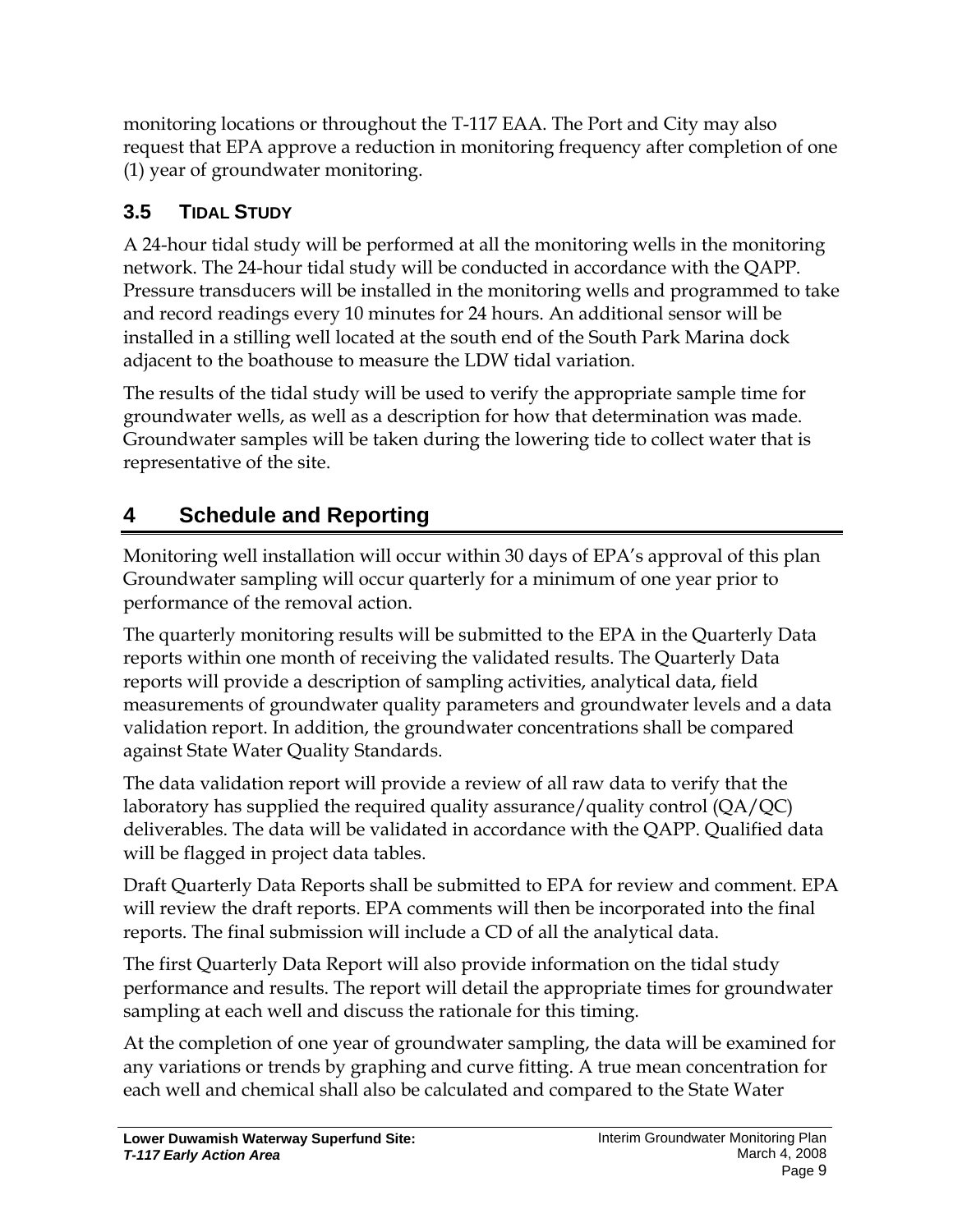monitoring locations or throughout the T-117 EAA. The Port and City may also request that EPA approve a reduction in monitoring frequency after completion of one (1) year of groundwater monitoring.

### 3.5 Tidal Study

A 24-hour tidal study will be performed at all the monitoring wells in the monitoring network. The 24-hour tidal study will be conducted in accordance with the QAPP. Pressure transducers will be installed in the monitoring wells and programmed to take and record readings every 10 minutes for 24 hours. An additional sensor will be installed in a stilling well located at the south end of the South Park Marina dock adjacent to the boathouse to measure the LDW tidal variation.

The results of the tidal study will be used to verify the appropriate sample time for groundwater wells, as well as a description for how that determination was made. Groundwater samples will be taken during the lowering tide to collect water that is representative of the site.

## 4 Schedule and Reporting

Monitoring well installation will occur within 30 days of EPA's approval of this plan Groundwater sampling will occur quarterly for a minimum of one year prior to performance of the removal action.

The quarterly monitoring results will be submitted to the EPA in the Quarterly Data reports within one month of receiving the validated results. The Quarterly Data reports will provide a description of sampling activities, analytical data, field measurements of groundwater quality parameters and groundwater levels and a data validation report. In addition, the groundwater concentrations shall be compared against State Water Quality Standards.

The data validation report will provide a review of all raw data to verify that the laboratory has supplied the required quality assurance/quality control (QA/QC) deliverables. The data will be validated in accordance with the QAPP. Qualified data will be flagged in project data tables.

Draft Quarterly Data Reports shall be submitted to EPA for review and comment. EPA will review the draft reports. EPA comments will then be incorporated into the final reports. The final submission will include a CD of all the analytical data.

The first Quarterly Data Report will also provide information on the tidal study performance and results. The report will detail the appropriate times for groundwater sampling at each well and discuss the rationale for this timing.

At the completion of one year of groundwater sampling, the data will be examined for any variations or trends by graphing and curve fitting. A true mean concentration for each well and chemical shall also be calculated and compared to the State Water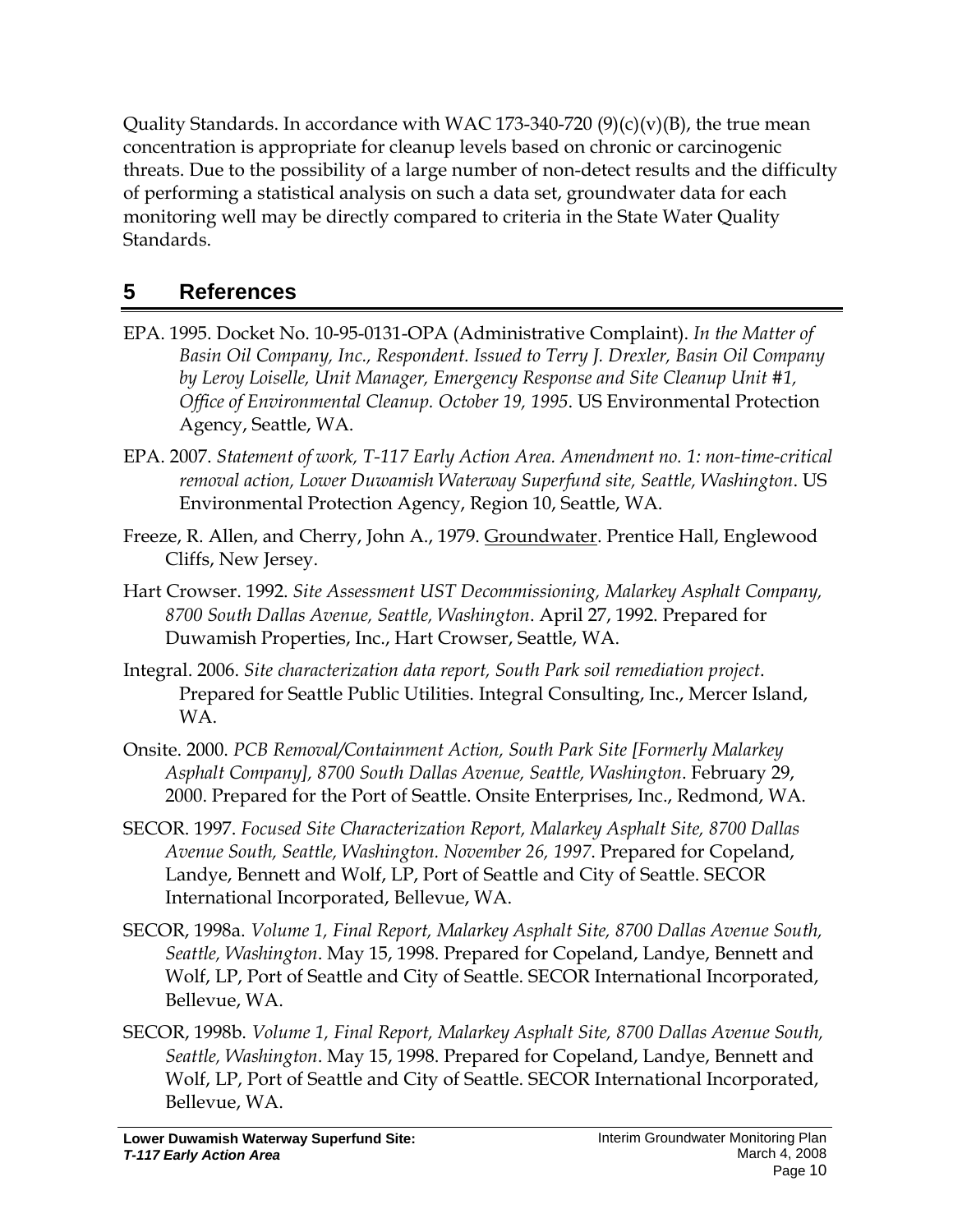Quality Standards. In accordance with WAC 173-340-720 (9)(c)(v)(B), the true mean concentration is appropriate for cleanup levels based on chronic or carcinogenic threats. Due to the possibility of a large number of non-detect results and the difficulty of performing a statistical analysis on such a data set, groundwater data for each monitoring well may be directly compared to criteria in the State Water Quality Standards.

# 5 References

EPA. 1995. Docket No. 10-95-0131-OPA (Administrative Complaint). *In the Matter of Basin Oil Company, Inc., Respondent. Issued to Terry J. Drexler, Basin Oil Company by Leroy Loiselle, Unit Manager, Emergency Response and Site Cleanup Unit #1, Office of Environmental Cleanup. October 19, 1995*. US Environmental Protection Agency, Seattle, WA.

EPA. 2007. *Statement of work, T-117 Early Action Area. Amendment no. 1: non-time-critical removal action, Lower Duwamish Waterway Superfund site, Seattle, Washington*. US Environmental Protection Agency, Region 10, Seattle, WA.

Freeze, R. Allen, and Cherry, John A., 1979. Groundwater. Prentice Hall, Englewood Cliffs, New Jersey.

Hart Crowser. 1992. *Site Assessment UST Decommissioning, Malarkey Asphalt Company, 8700 South Dallas Avenue, Seattle, Washington*. April 27, 1992. Prepared for Duwamish Properties, Inc., Hart Crowser, Seattle, WA.

Integral. 2006. *Site characterization data report, South Park soil remediation project*. Prepared for Seattle Public Utilities. Integral Consulting, Inc., Mercer Island, WA.

Onsite. 2000. *PCB Removal/Containment Action, South Park Site [Formerly Malarkey Asphalt Company], 8700 South Dallas Avenue, Seattle, Washington*. February 29, 2000. Prepared for the Port of Seattle. Onsite Enterprises, Inc., Redmond, WA.

SECOR. 1997. *Focused Site Characterization Report, Malarkey Asphalt Site, 8700 Dallas Avenue South, Seattle, Washington. November 26, 1997*. Prepared for Copeland, Landye, Bennett and Wolf, LP, Port of Seattle and City of Seattle. SECOR International Incorporated, Bellevue, WA.

SECOR, 1998a. *Volume 1, Final Report, Malarkey Asphalt Site, 8700 Dallas Avenue South, Seattle, Washington*. May 15, 1998. Prepared for Copeland, Landye, Bennett and Wolf, LP, Port of Seattle and City of Seattle. SECOR International Incorporated, Bellevue, WA.

SECOR, 1998b. *Volume 1, Final Report, Malarkey Asphalt Site, 8700 Dallas Avenue South, Seattle, Washington*. May 15, 1998. Prepared for Copeland, Landye, Bennett and Wolf, LP, Port of Seattle and City of Seattle. SECOR International Incorporated, Bellevue, WA.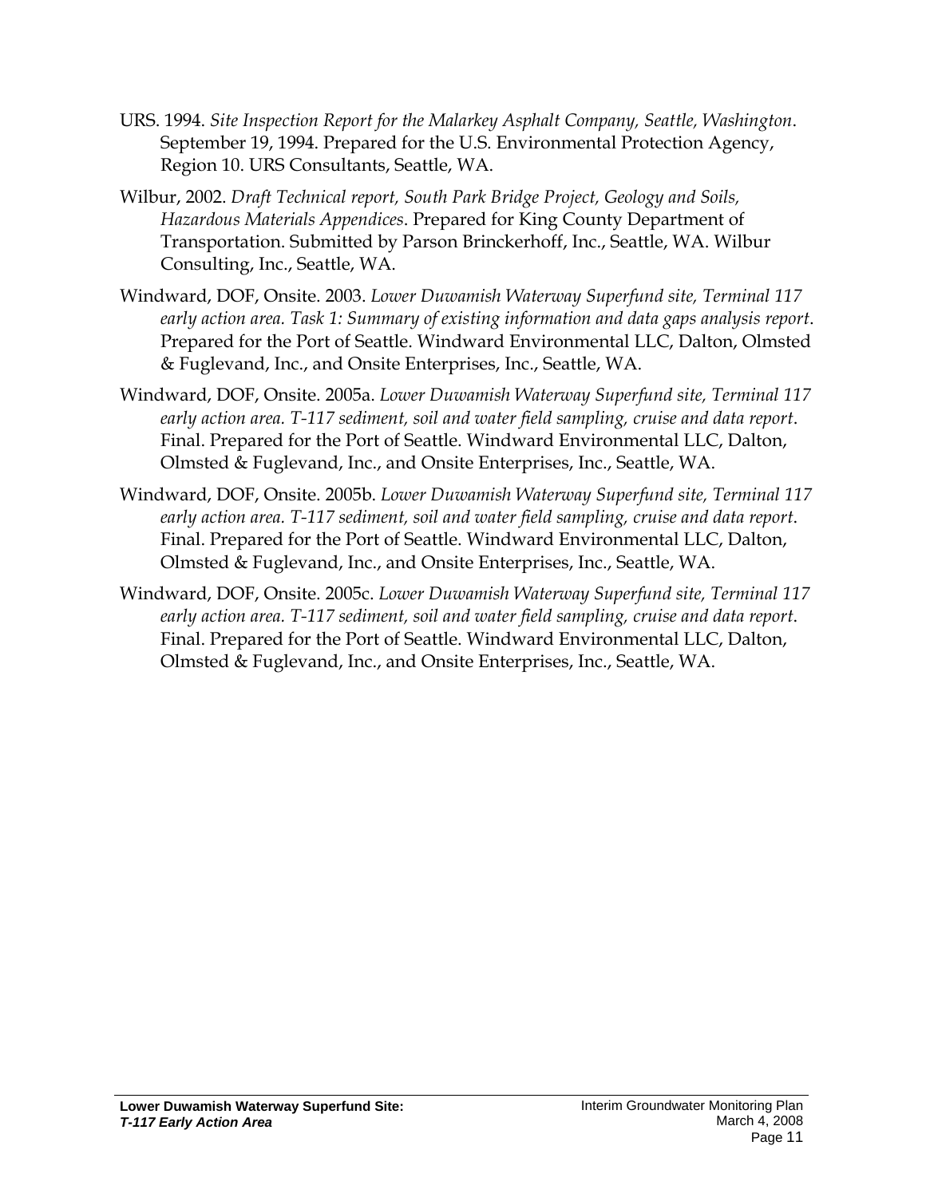URS. 1994. *Site Inspection Report for the Malarkey Asphalt Company, Seattle, Washington*. September 19, 1994. Prepared for the U.S. Environmental Protection Agency, Region 10. URS Consultants, Seattle, WA.

Wilbur, 2002. *Draft Technical report, South Park Bridge Project, Geology and Soils, Hazardous Materials Appendices*. Prepared for King County Department of Transportation. Submitted by Parson Brinckerhoff, Inc., Seattle, WA. Wilbur Consulting, Inc., Seattle, WA.

Windward, DOF, Onsite. 2003. *Lower Duwamish Waterway Superfund site, Terminal 117 early action area. Task 1: Summary of existing information and data gaps analysis report*. Prepared for the Port of Seattle. Windward Environmental LLC, Dalton, Olmsted & Fuglevand, Inc., and Onsite Enterprises, Inc., Seattle, WA.

Windward, DOF, Onsite. 2005a. *Lower Duwamish Waterway Superfund site, Terminal 117 early action area. T-117 sediment, soil and water field sampling, cruise and data report*. Final. Prepared for the Port of Seattle. Windward Environmental LLC, Dalton, Olmsted & Fuglevand, Inc., and Onsite Enterprises, Inc., Seattle, WA.

Windward, DOF, Onsite. 2005b. *Lower Duwamish Waterway Superfund site, Terminal 117 early action area. T-117 sediment, soil and water field sampling, cruise and data report*. Final. Prepared for the Port of Seattle. Windward Environmental LLC, Dalton, Olmsted & Fuglevand, Inc., and Onsite Enterprises, Inc., Seattle, WA.

Windward, DOF, Onsite. 2005c. *Lower Duwamish Waterway Superfund site, Terminal 117 early action area. T-117 sediment, soil and water field sampling, cruise and data report*. Final. Prepared for the Port of Seattle. Windward Environmental LLC, Dalton, Olmsted & Fuglevand, Inc., and Onsite Enterprises, Inc., Seattle, WA.